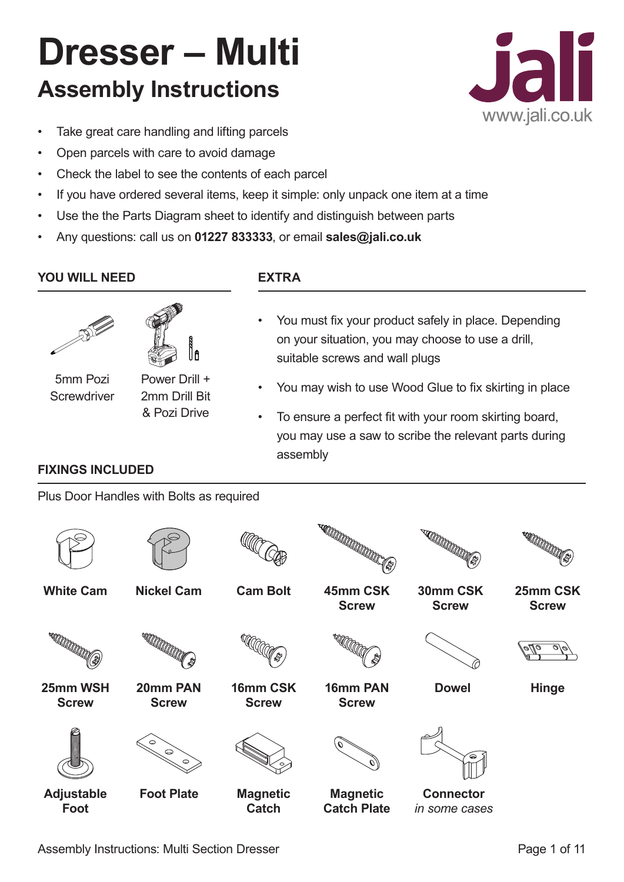# Dresser – Multi

## Assembly Instructions

jali
www.jali.co.uk

- Take great care handling and lifting parcels
- Open parcels with care to avoid damage
- Check the label to see the contents of each parcel
- If you have ordered several items, keep it simple: only unpack one item at a time
- Use the the Parts Diagram sheet to identify and distinguish between parts
- Any questions: call us on **01227 833333**, or email **sales@jali.co.uk**

### YOU WILL NEED

5mm Pozi Screwdriver

Power Drill + 2mm Drill Bit & Pozi Drive

### EXTRA

- You must fix your product safely in place. Depending on your situation, you may choose to use a drill, suitable screws and wall plugs
- You may wish to use Wood Glue to fix skirting in place
- To ensure a perfect fit with your room skirting board, you may use a saw to scribe the relevant parts during assembly

### FIXINGS INCLUDED

Plus Door Handles with Bolts as required

**White Cam**

**Nickel Cam**

**Cam Bolt**

**45mm CSK Screw**

**30mm CSK Screw**

**25mm CSK Screw**

**25mm WSH Screw**

**20mm PAN Screw**

**16mm CSK Screw**

**16mm PAN Screw**

**Dowel**

**Hinge**

**Adjustable Foot**

**Foot Plate**

**Magnetic Catch**

**Magnetic Catch Plate**

**Connector** *in some cases*

Assembly Instructions: Multi Section Dresser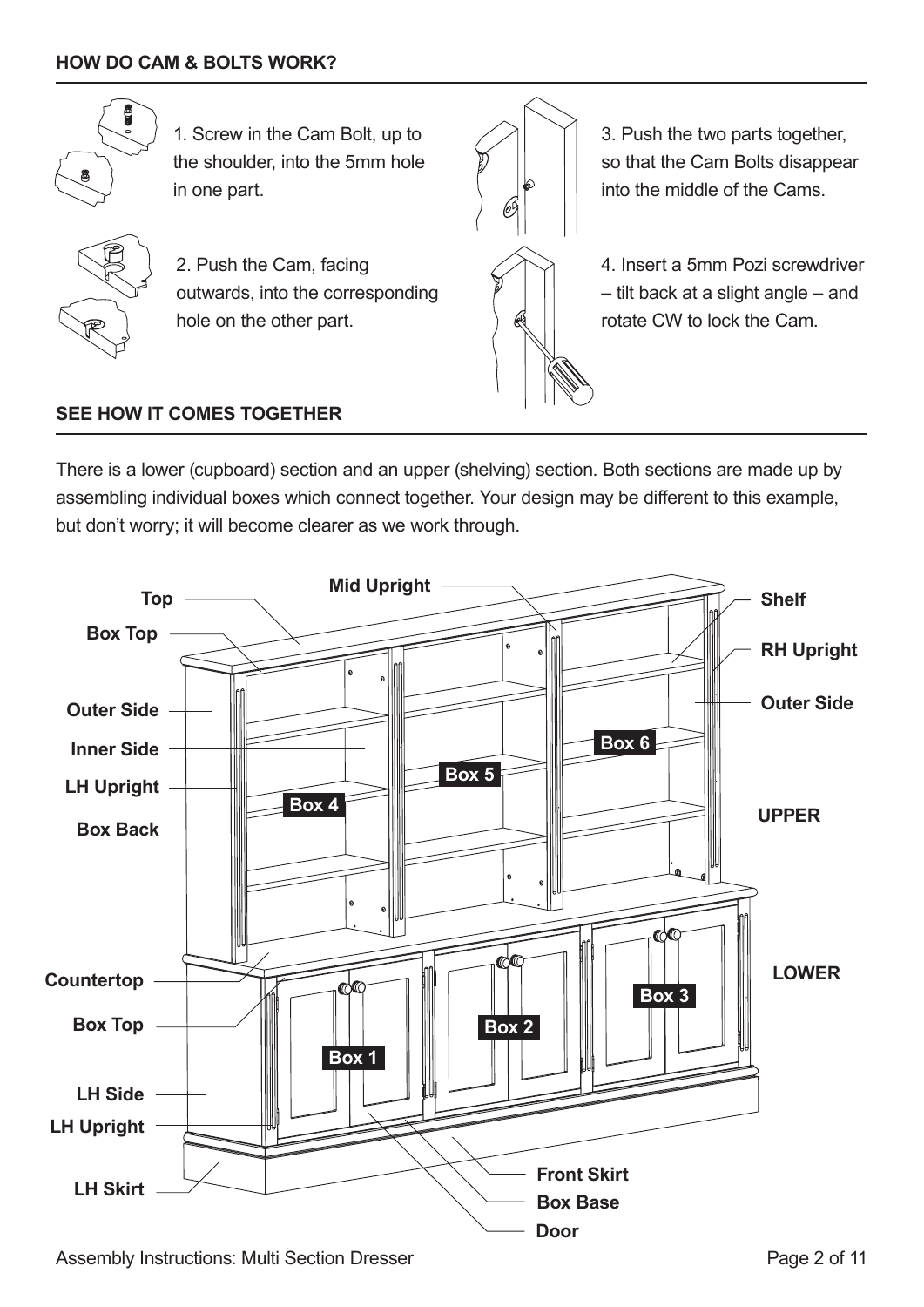## HOW DO CAM & BOLTS WORK?

1. Screw in the Cam Bolt, up to the shoulder, into the 5mm hole in one part.

2. Push the Cam, facing outwards, into the corresponding hole on the other part.

3. Push the two parts together, so that the Cam Bolts disappear into the middle of the Cams.

4. Insert a 5mm Pozi screwdriver – tilt back at a slight angle – and rotate CW to lock the Cam.

## SEE HOW IT COMES TOGETHER

There is a lower (cupboard) section and an upper (shelving) section. Both sections are made up by assembling individual boxes which connect together. Your design may be different to this example, but don't worry; it will become clearer as we work through.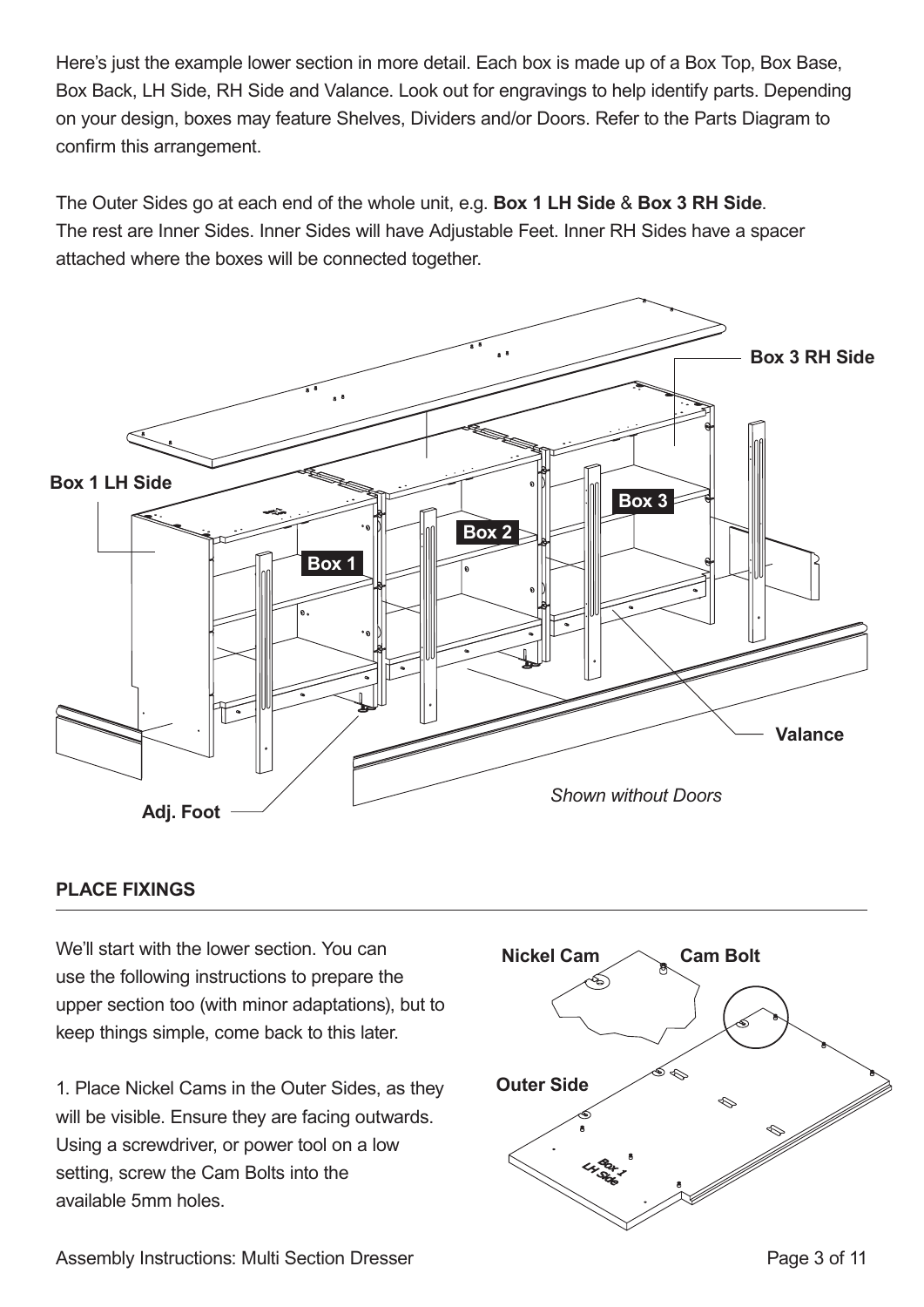Here's just the example lower section in more detail. Each box is made up of a Box Top, Box Base, Box Back, LH Side, RH Side and Valance. Look out for engravings to help identify parts. Depending on your design, boxes may feature Shelves, Dividers and/or Doors. Refer to the Parts Diagram to confirm this arrangement.

The Outer Sides go at each end of the whole unit, e.g. **Box 1 LH Side** & **Box 3 RH Side**.
The rest are Inner Sides. Inner Sides will have Adjustable Feet. Inner RH Sides have a spacer attached where the boxes will be connected together.

*Shown without Doors*

## PLACE FIXINGS

We'll start with the lower section. You can use the following instructions to prepare the upper section too (with minor adaptations), but to keep things simple, come back to this later.

1. Place Nickel Cams in the Outer Sides, as they will be visible. Ensure they are facing outwards. Using a screwdriver, or power tool on a low setting, screw the Cam Bolts into the available 5mm holes.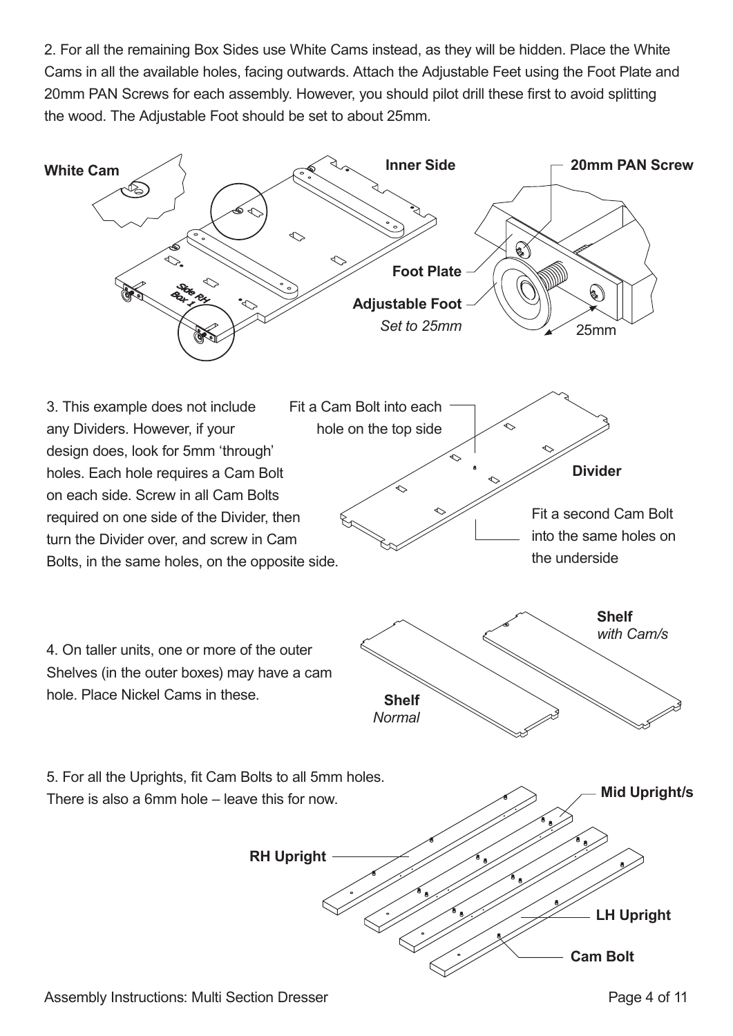2. For all the remaining Box Sides use White Cams instead, as they will be hidden. Place the White Cams in all the available holes, facing outwards. Attach the Adjustable Feet using the Foot Plate and 20mm PAN Screws for each assembly. However, you should pilot drill these first to avoid splitting the wood. The Adjustable Foot should be set to about 25mm.

**White Cam**

**Inner Side**

**20mm PAN Screw**

**Foot Plate**

**Adjustable Foot**
*Set to 25mm*

25mm

Side RH
Box 1

3. This example does not include any Dividers. However, if your design does, look for 5mm 'through' holes. Each hole requires a Cam Bolt on each side. Screw in all Cam Bolts required on one side of the Divider, then turn the Divider over, and screw in Cam Bolts, in the same holes, on the opposite side.

Fit a Cam Bolt into each hole on the top side

**Divider**

Fit a second Cam Bolt into the same holes on the underside

4. On taller units, one or more of the outer Shelves (in the outer boxes) may have a cam hole. Place Nickel Cams in these.

**Shelf**
*with Cam/s*

**Shelf**
*Normal*

5. For all the Uprights, fit Cam Bolts to all 5mm holes. There is also a 6mm hole – leave this for now.

**Mid Upright/s**

**RH Upright**

**LH Upright**

**Cam Bolt**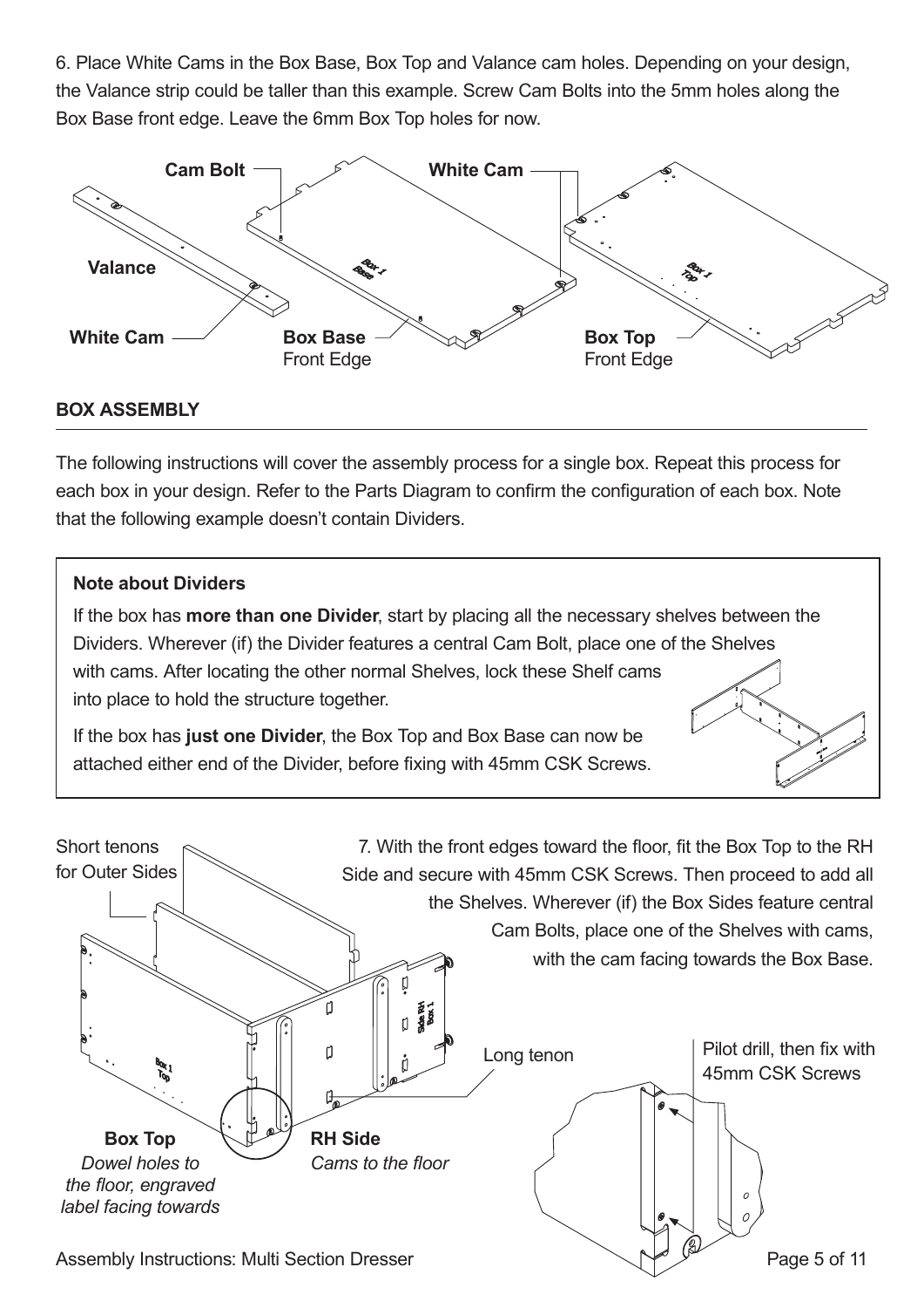6. Place White Cams in the Box Base, Box Top and Valance cam holes. Depending on your design, the Valance strip could be taller than this example. Screw Cam Bolts into the 5mm holes along the Box Base front edge. Leave the 6mm Box Top holes for now.

Cam Bolt

White Cam

Valance

White Cam

**Box Base** Front Edge

**Box Top** Front Edge

## BOX ASSEMBLY

The following instructions will cover the assembly process for a single box. Repeat this process for each box in your design. Refer to the Parts Diagram to confirm the configuration of each box. Note that the following example doesn't contain Dividers.

### Note about Dividers

If the box has **more than one Divider**, start by placing all the necessary shelves between the Dividers. Wherever (if) the Divider features a central Cam Bolt, place one of the Shelves with cams. After locating the other normal Shelves, lock these Shelf cams into place to hold the structure together.

If the box has **just one Divider**, the Box Top and Box Base can now be attached either end of the Divider, before fixing with 45mm CSK Screws.

7. With the front edges toward the floor, fit the Box Top to the RH Side and secure with 45mm CSK Screws. Then proceed to add all the Shelves. Wherever (if) the Box Sides feature central Cam Bolts, place one of the Shelves with cams, with the cam facing towards the Box Base.

Short tenons for Outer Sides

Long tenon

Pilot drill, then fix with 45mm CSK Screws

**Box Top**
*Dowel holes to the floor, engraved label facing towards*

**RH Side**
*Cams to the floor*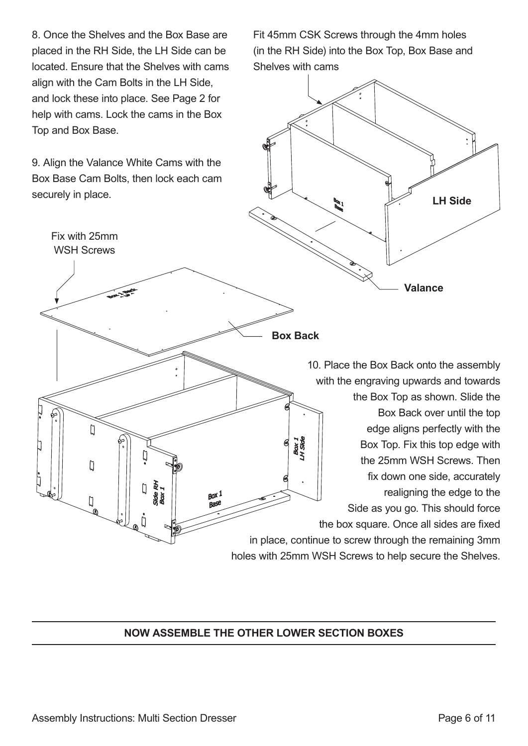8. Once the Shelves and the Box Base are placed in the RH Side, the LH Side can be located. Ensure that the Shelves with cams align with the Cam Bolts in the LH Side, and lock these into place. See Page 2 for help with cams. Lock the cams in the Box Top and Box Base.

9. Align the Valance White Cams with the Box Base Cam Bolts, then lock each cam securely in place.

Fit 45mm CSK Screws through the 4mm holes (in the RH Side) into the Box Top, Box Base and Shelves with cams

LH Side

Valance

Fix with 25mm WSH Screws

Box Back

10. Place the Box Back onto the assembly with the engraving upwards and towards the Box Top as shown. Slide the Box Back over until the top edge aligns perfectly with the Box Top. Fix this top edge with the 25mm WSH Screws. Then fix down one side, accurately realigning the edge to the Side as you go. This should force the box square. Once all sides are fixed in place, continue to screw through the remaining 3mm holes with 25mm WSH Screws to help secure the Shelves.

---

**NOW ASSEMBLE THE OTHER LOWER SECTION BOXES**

---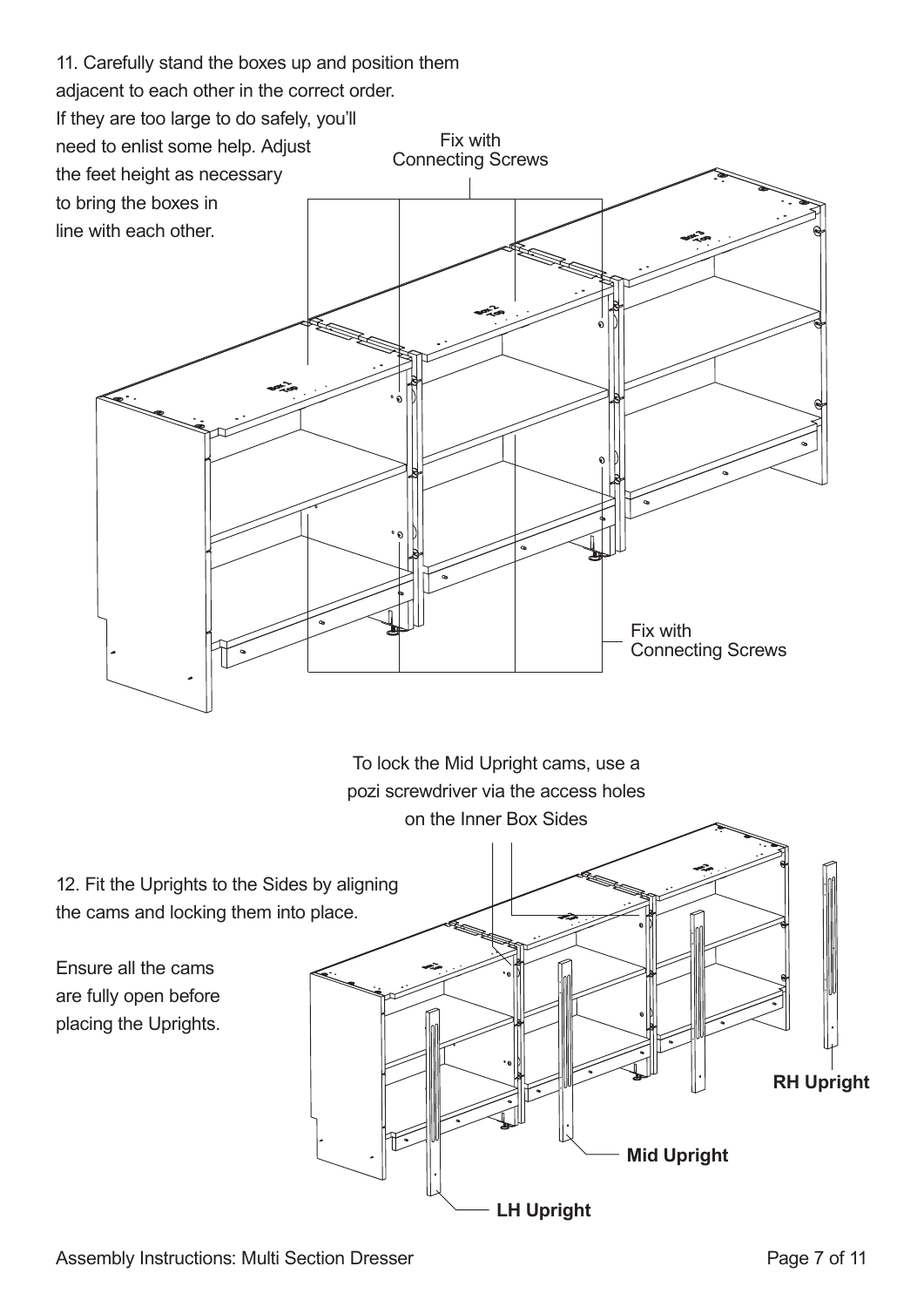11. Carefully stand the boxes up and position them adjacent to each other in the correct order. If they are too large to do safely, you'll need to enlist some help. Adjust the feet height as necessary to bring the boxes in line with each other.

Fix with Connecting Screws

Fix with Connecting Screws

To lock the Mid Upright cams, use a pozi screwdriver via the access holes on the Inner Box Sides

12. Fit the Uprights to the Sides by aligning the cams and locking them into place.

Ensure all the cams are fully open before placing the Uprights.

**RH Upright**

**Mid Upright**

**LH Upright**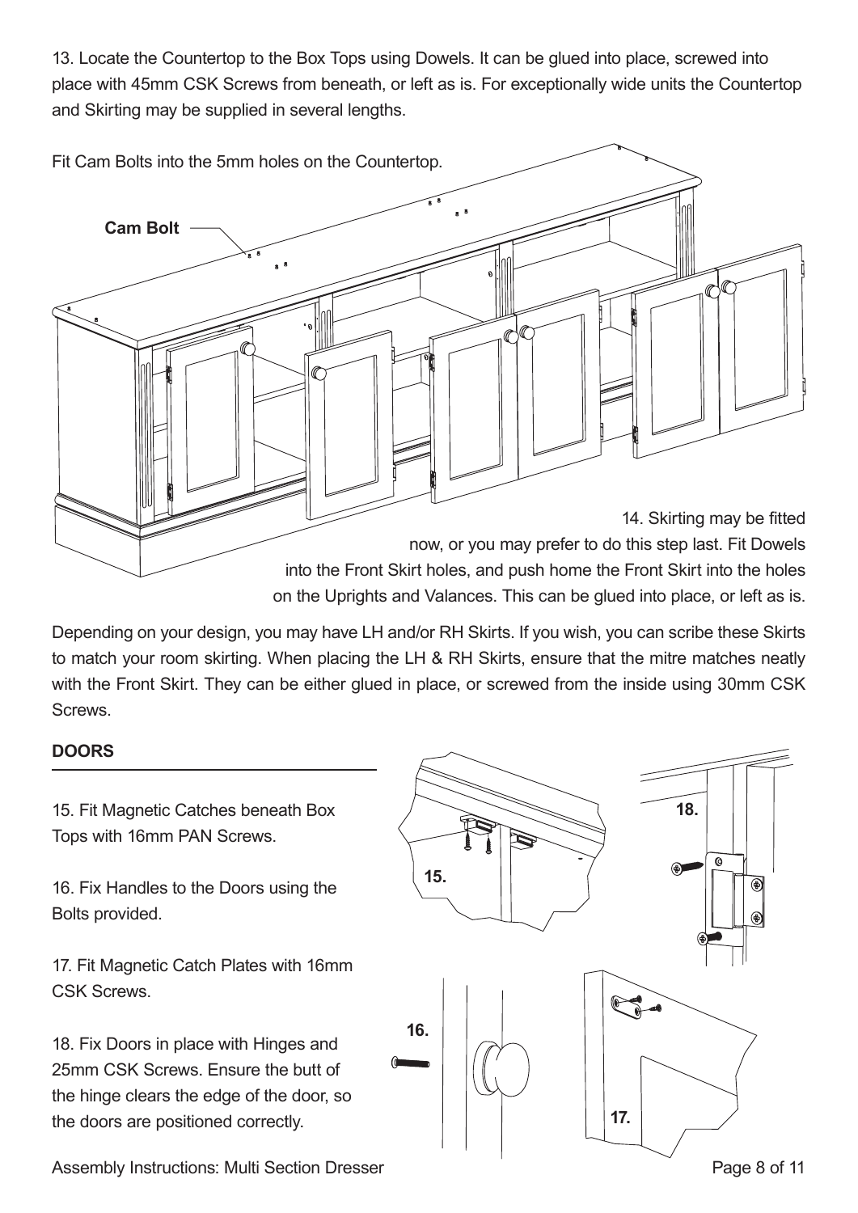13. Locate the Countertop to the Box Tops using Dowels. It can be glued into place, screwed into place with 45mm CSK Screws from beneath, or left as is. For exceptionally wide units the Countertop and Skirting may be supplied in several lengths.

Fit Cam Bolts into the 5mm holes on the Countertop.

14. Skirting may be fitted now, or you may prefer to do this step last. Fit Dowels into the Front Skirt holes, and push home the Front Skirt into the holes on the Uprights and Valances. This can be glued into place, or left as is.

Depending on your design, you may have LH and/or RH Skirts. If you wish, you can scribe these Skirts to match your room skirting. When placing the LH & RH Skirts, ensure that the mitre matches neatly with the Front Skirt. They can be either glued in place, or screwed from the inside using 30mm CSK Screws.

**DOORS**

15. Fit Magnetic Catches beneath Box Tops with 16mm PAN Screws.

16. Fix Handles to the Doors using the Bolts provided.

17. Fit Magnetic Catch Plates with 16mm CSK Screws.

18. Fix Doors in place with Hinges and 25mm CSK Screws. Ensure the butt of the hinge clears the edge of the door, so the doors are positioned correctly.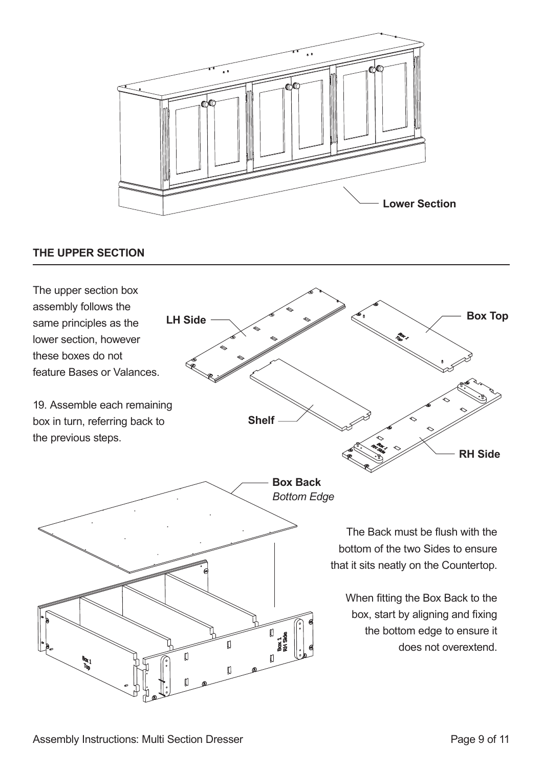Lower Section

## THE UPPER SECTION

The upper section box assembly follows the same principles as the lower section, however these boxes do not feature Bases or Valances.

19. Assemble each remaining box in turn, referring back to the previous steps.

LH Side

Box Top

Shelf

RH Side

**Box Back**
*Bottom Edge*

The Back must be flush with the bottom of the two Sides to ensure that it sits neatly on the Countertop.

When fitting the Box Back to the box, start by aligning and fixing the bottom edge to ensure it does not overextend.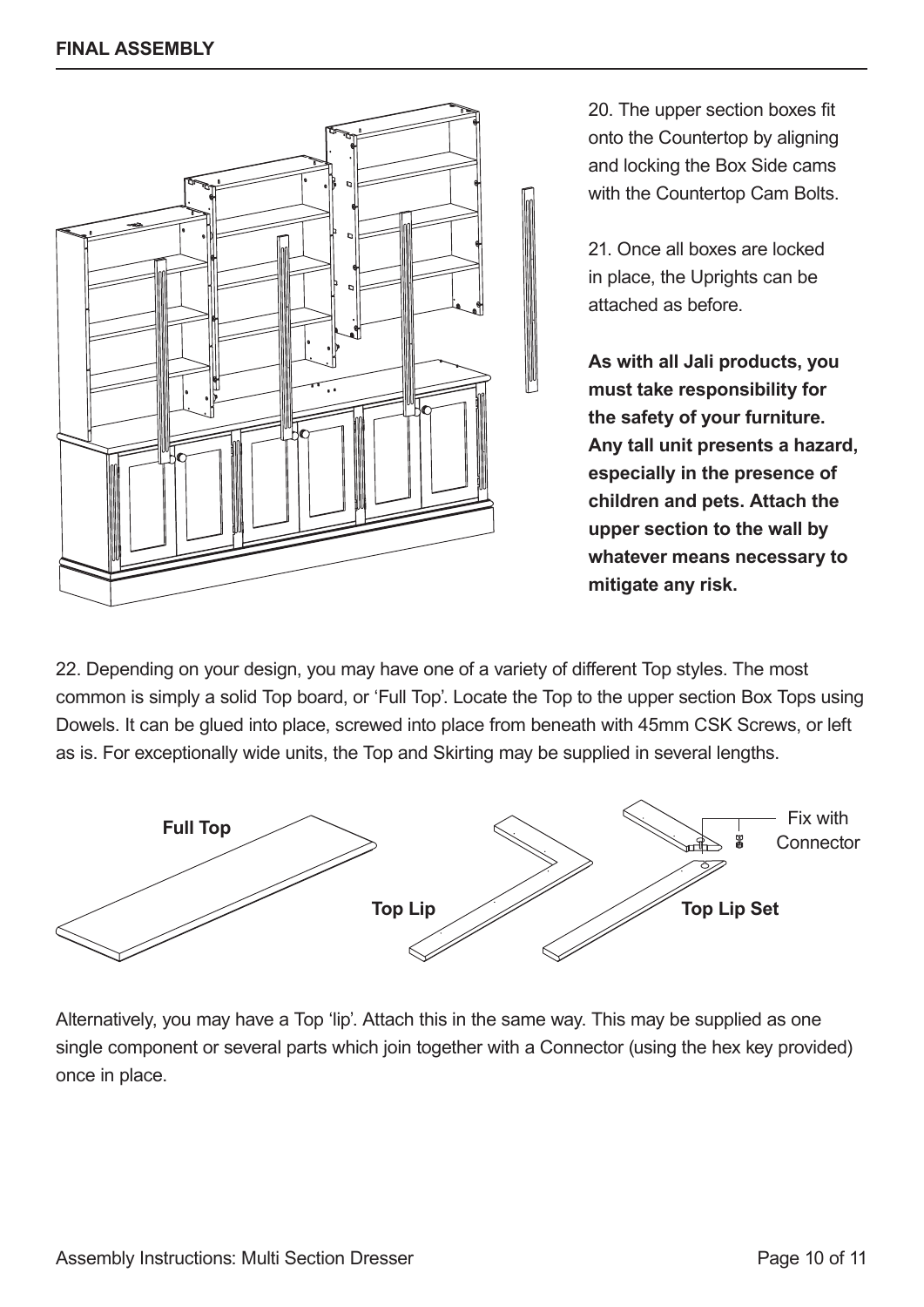## FINAL ASSEMBLY

20. The upper section boxes fit onto the Countertop by aligning and locking the Box Side cams with the Countertop Cam Bolts.

21. Once all boxes are locked in place, the Uprights can be attached as before.

**As with all Jali products, you must take responsibility for the safety of your furniture. Any tall unit presents a hazard, especially in the presence of children and pets. Attach the upper section to the wall by whatever means necessary to mitigate any risk.**

22. Depending on your design, you may have one of a variety of different Top styles. The most common is simply a solid Top board, or 'Full Top'. Locate the Top to the upper section Box Tops using Dowels. It can be glued into place, screwed into place from beneath with 45mm CSK Screws, or left as is. For exceptionally wide units, the Top and Skirting may be supplied in several lengths.

**Full Top**

**Top Lip**

**Top Lip Set**

Fix with Connector

Alternatively, you may have a Top 'lip'. Attach this in the same way. This may be supplied as one single component or several parts which join together with a Connector (using the hex key provided) once in place.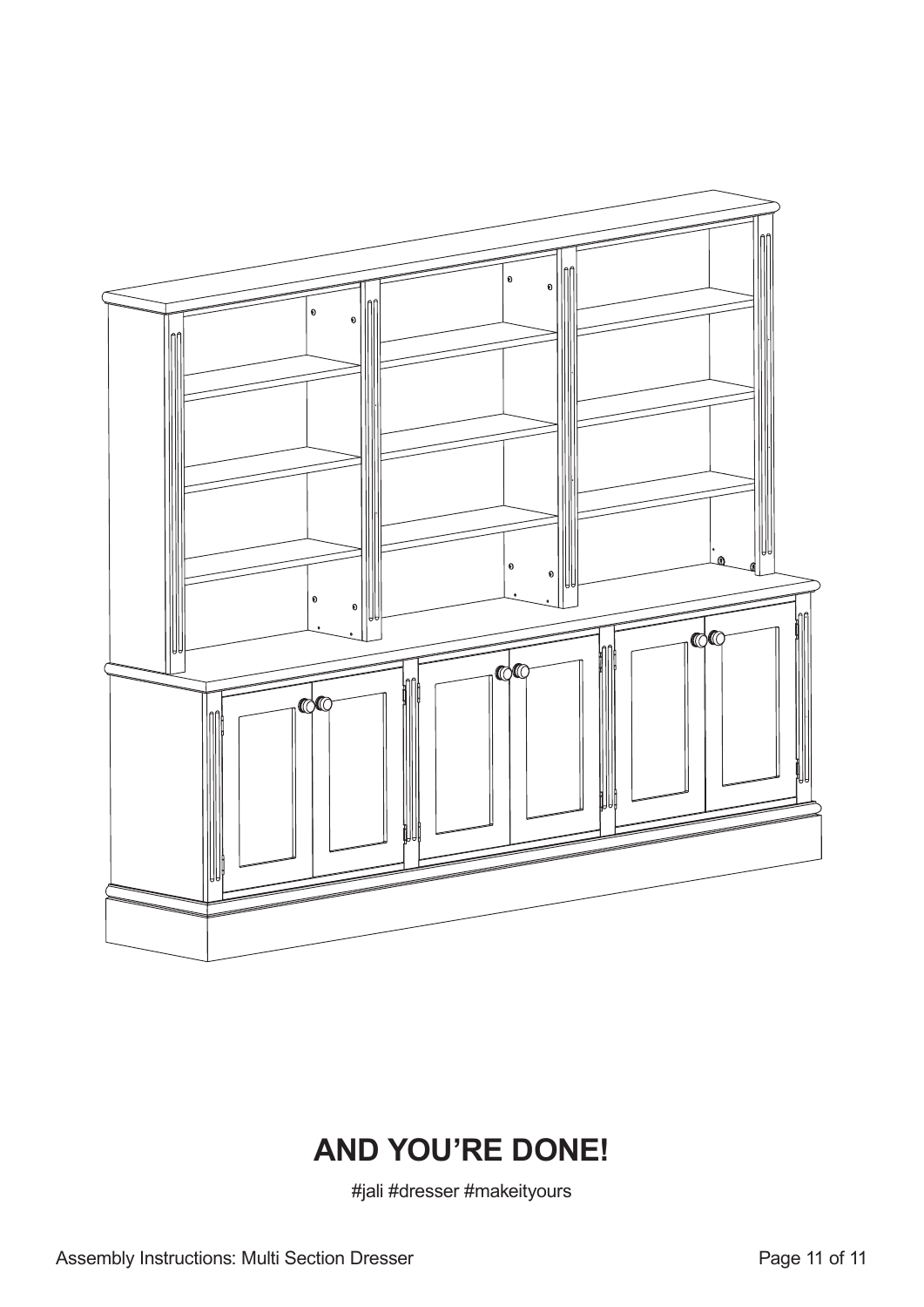# AND YOU'RE DONE!

#jali #dresser #makeityours